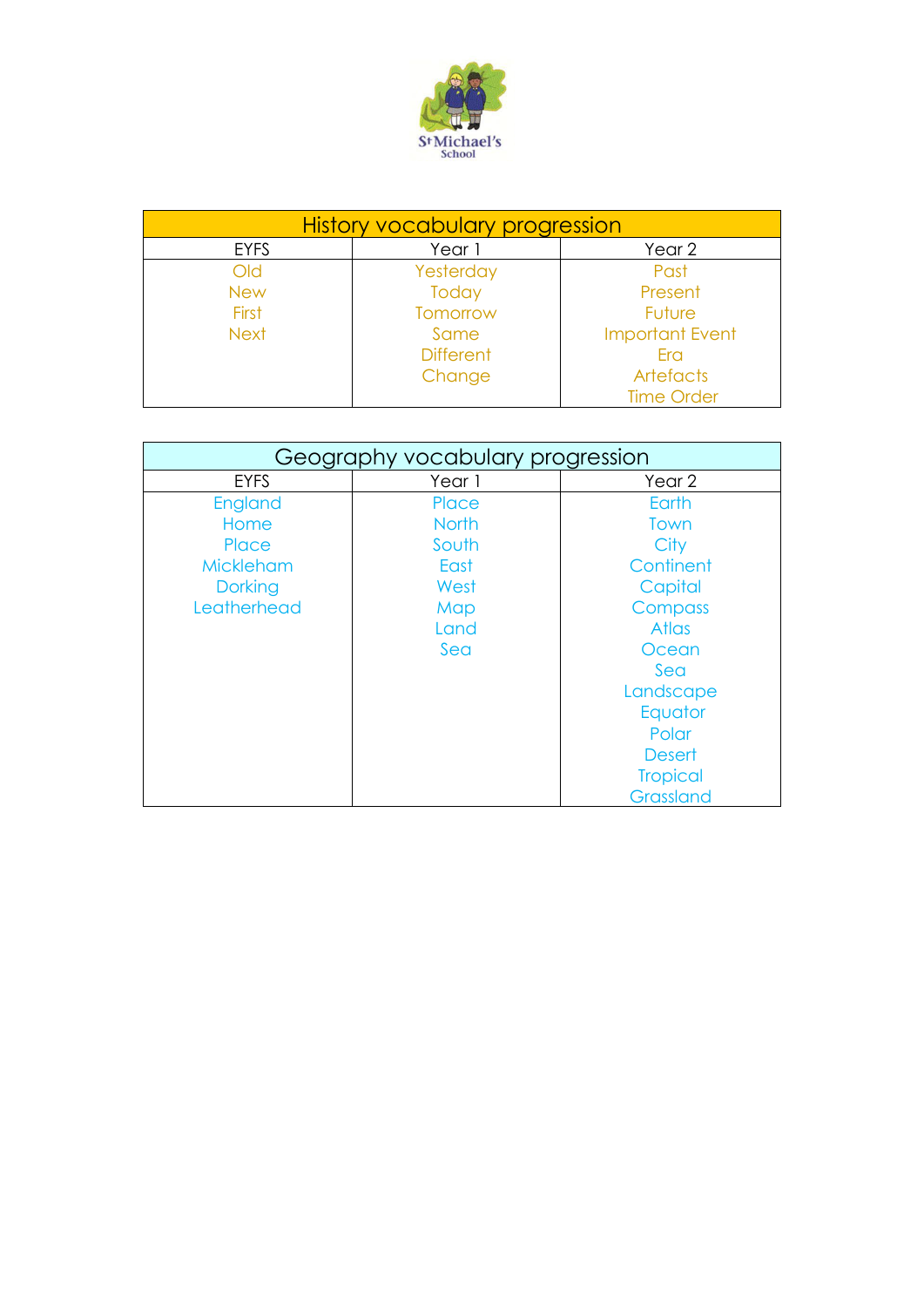St Michael's School

| History vocabulary progression | | |
|---|---|---|
| EYFS | Year 1 | Year 2 |
| Old | Yesterday | Past |
| New | Today | Present |
| First | Tomorrow | Future |
| Next | Same | Important Event |
| | Different | Era |
| | Change | Artefacts |
| | | Time Order |

| Geography vocabulary progression | | |
|---|---|---|
| EYFS | Year 1 | Year 2 |
| England | Place | Earth |
| Home | North | Town |
| Place | South | City |
| Mickleham | East | Continent |
| Dorking | West | Capital |
| Leatherhead | Map | Compass |
| | Land | Atlas |
| | Sea | Ocean |
| | | Sea |
| | | Landscape |
| | | Equator |
| | | Polar |
| | | Desert |
| | | Tropical |
| | | Grassland |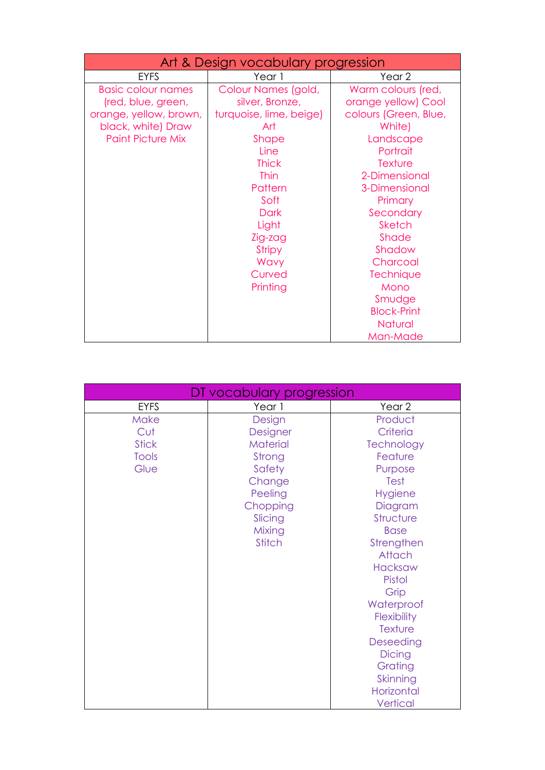| Art & Design vocabulary progression | | |
|---|---|---|
| EYFS | Year 1 | Year 2 |
| Basic colour names (red, blue, green, orange, yellow, brown, black, white) Draw Paint Picture Mix | Colour Names (gold, silver, Bronze, turquoise, lime, beige) Art Shape Line Thick Thin Pattern Soft Dark Light Zig-zag Stripy Wavy Curved Printing | Warm colours (red, orange yellow) Cool colours (Green, Blue, White) Landscape Portrait Texture 2-Dimensional 3-Dimensional Primary Secondary Sketch Shade Shadow Charcoal Technique Mono Smudge Block-Print Natural Man-Made |

| DT vocabulary progression | | |
|---|---|---|
| EYFS | Year 1 | Year 2 |
| Make Cut Stick Tools Glue | Design Designer Material Strong Safety Change Peeling Chopping Slicing Mixing Stitch | Product Criteria Technology Feature Purpose Test Hygiene Diagram Structure Base Strengthen Attach Hacksaw Pistol Grip Waterproof Flexibility Texture Deseeding Dicing Grating Skinning Horizontal Vertical |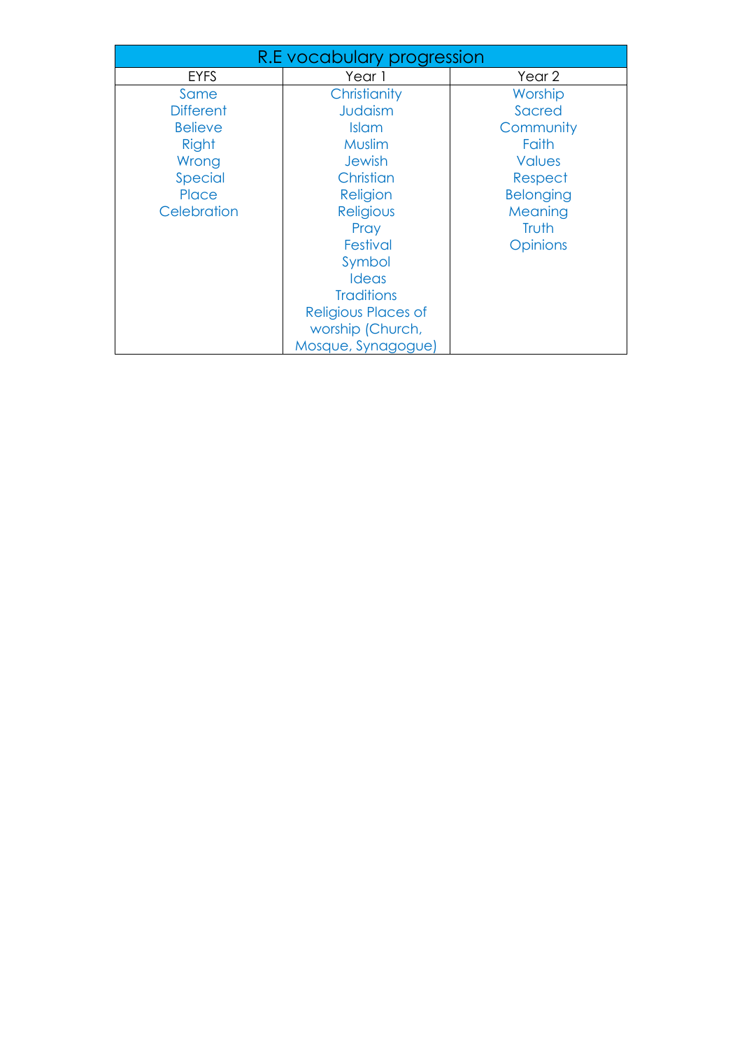| R.E vocabulary progression | | |
|---|---|---|
| EYFS | Year 1 | Year 2 |
| Same<br>Different<br>Believe<br>Right<br>Wrong<br>Special<br>Place<br>Celebration | Christianity<br>Judaism<br>Islam<br>Muslim<br>Jewish<br>Christian<br>Religion<br>Religious<br>Pray<br>Festival<br>Symbol<br>Ideas<br>Traditions<br>Religious Places of worship (Church, Mosque, Synagogue) | Worship<br>Sacred<br>Community<br>Faith<br>Values<br>Respect<br>Belonging<br>Meaning<br>Truth<br>Opinions |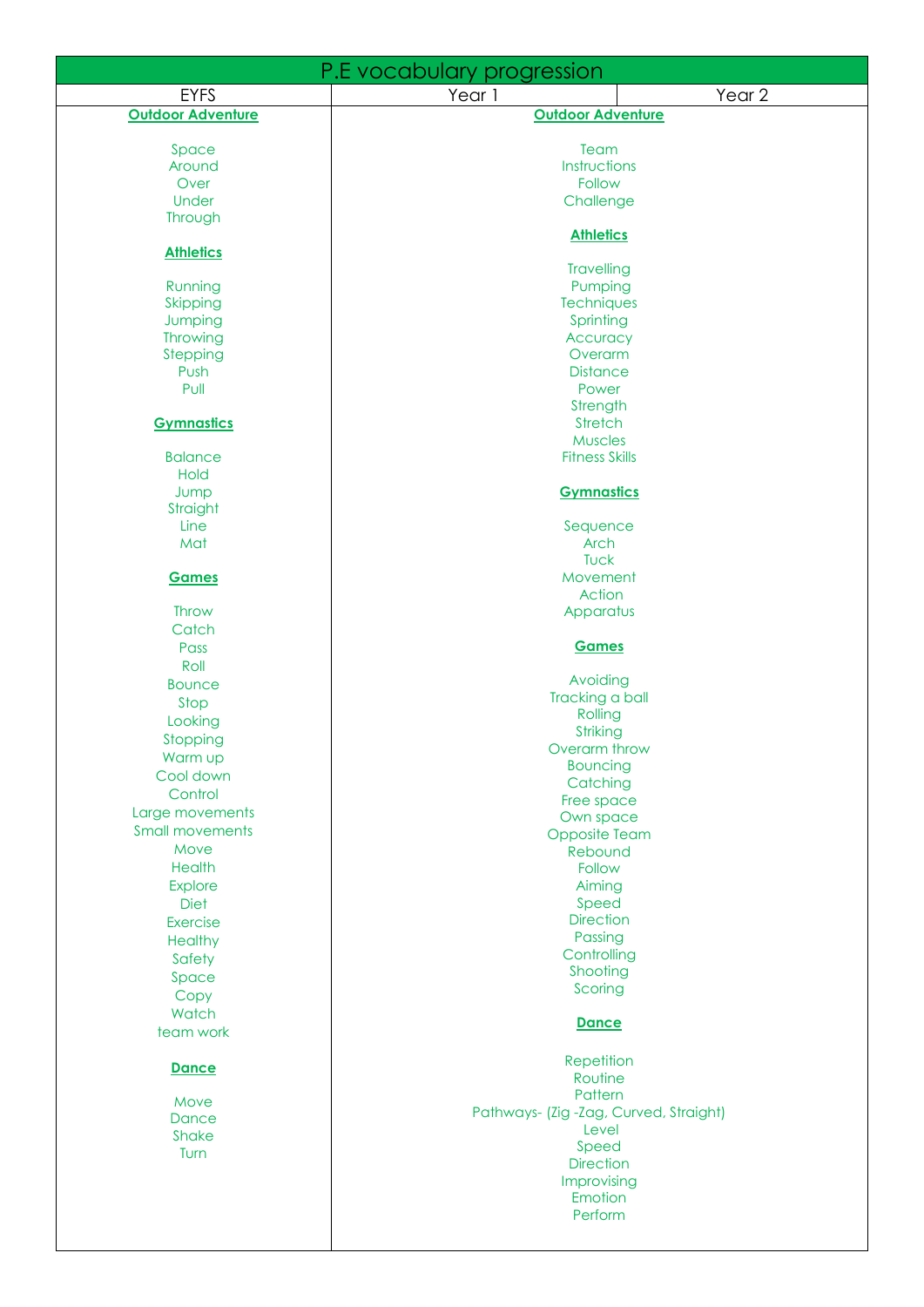| P.E vocabulary progression | | |
|---|---|---|
| EYFS | Year 1 | Year 2 |
| **Outdoor Adventure**<br><br>Space<br>Around<br>Over<br>Under<br>Through<br><br>**Athletics**<br><br>Running<br>Skipping<br>Jumping<br>Throwing<br>Stepping<br>Push<br>Pull<br><br>**Gymnastics**<br><br>Balance<br>Hold<br>Jump<br>Straight<br>Line<br>Mat<br><br>**Games**<br><br>Throw<br>Catch<br>Pass<br>Roll<br>Bounce<br>Stop<br>Looking<br>Stopping<br>Warm up<br>Cool down<br>Control<br>Large movements<br>Small movements<br>Move<br>Health<br>Explore<br>Diet<br>Exercise<br>Healthy<br>Safety<br>Space<br>Copy<br>Watch<br>team work<br><br>**Dance**<br><br>Move<br>Dance<br>Shake<br>Turn | **Outdoor Adventure**<br><br>Team<br>Instructions<br>Follow<br>Challenge<br><br>**Athletics**<br><br>Travelling<br>Pumping<br>Techniques<br>Sprinting<br>Accuracy<br>Overarm<br>Distance<br>Power<br>Strength<br>Stretch<br>Muscles<br>Fitness Skills<br><br>**Gymnastics**<br><br>Sequence<br>Arch<br>Tuck<br>Movement<br>Action<br>Apparatus<br><br>**Games**<br><br>Avoiding<br>Tracking a ball<br>Rolling<br>Striking<br>Overarm throw<br>Bouncing<br>Catching<br>Free space<br>Own space<br>Opposite Team<br>Rebound<br>Follow<br>Aiming<br>Speed<br>Direction<br>Passing<br>Controlling<br>Shooting<br>Scoring<br><br>**Dance**<br><br>Repetition<br>Routine<br>Pattern<br>Pathways- (Zig -Zag, Curved, Straight)<br>Level<br>Speed<br>Direction<br>Improvising<br>Emotion<br>Perform | |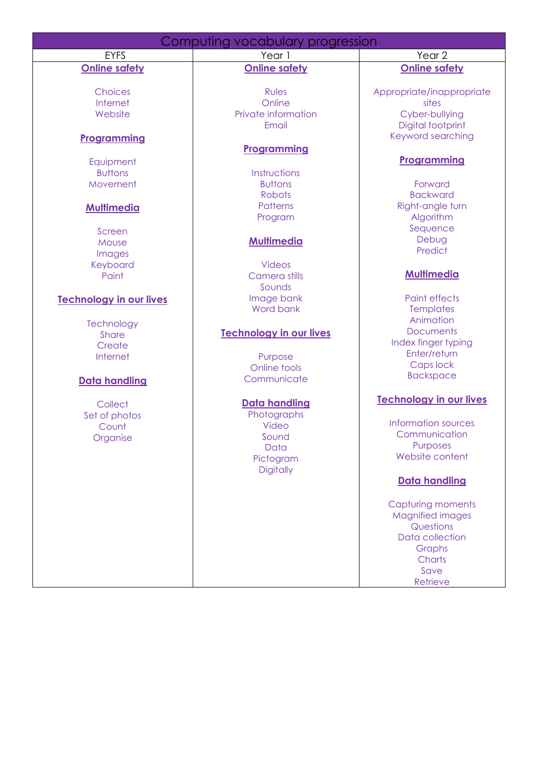| Computing vocabulary progression | | |
|---|---|---|
| EYFS | Year 1 | Year 2 |
| **Online safety**<br><br>Choices<br>Internet<br>Website<br><br>**Programming**<br><br>Equipment<br>Buttons<br>Movement<br><br>**Multimedia**<br><br>Screen<br>Mouse<br>Images<br>Keyboard<br>Paint<br><br>**Technology in our lives**<br><br>Technology<br>Share<br>Create<br>Internet<br><br>**Data handling**<br><br>Collect<br>Set of photos<br>Count<br>Organise | **Online safety**<br><br>Rules<br>Online<br>Private information<br>Email<br><br>**Programming**<br><br>Instructions<br>Buttons<br>Robots<br>Patterns<br>Program<br><br>**Multimedia**<br><br>Videos<br>Camera stills<br>Sounds<br>Image bank<br>Word bank<br><br>**Technology in our lives**<br><br>Purpose<br>Online tools<br>Communicate<br><br>**Data handling**<br>Photographs<br>Video<br>Sound<br>Data<br>Pictogram<br>Digitally | **Online safety**<br><br>Appropriate/inappropriate sites<br>Cyber-bullying<br>Digital footprint<br>Keyword searching<br><br>**Programming**<br><br>Forward<br>Backward<br>Right-angle turn<br>Algorithm<br>Sequence<br>Debug<br>Predict<br><br>**Multimedia**<br><br>Paint effects<br>Templates<br>Animation<br>Documents<br>Index finger typing<br>Enter/return<br>Caps lock<br>Backspace<br><br>**Technology in our lives**<br><br>Information sources<br>Communication<br>Purposes<br>Website content<br><br>**Data handling**<br><br>Capturing moments<br>Magnified images<br>Questions<br>Data collection<br>Graphs<br>Charts<br>Save<br>Retrieve |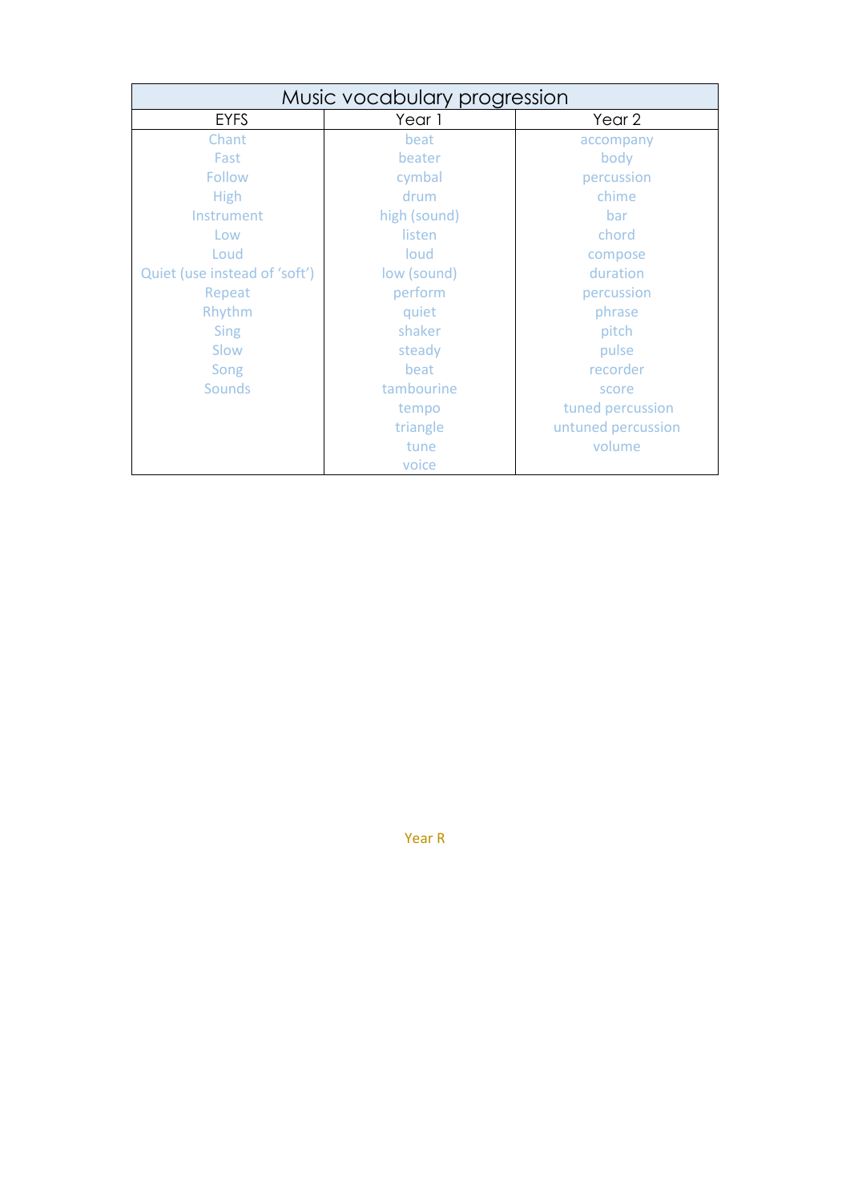| Music vocabulary progression | | |
|---|---|---|
| EYFS | Year 1 | Year 2 |
| Chant | beat | accompany |
| Fast | beater | body |
| Follow | cymbal | percussion |
| High | drum | chime |
| Instrument | high (sound) | bar |
| Low | listen | chord |
| Loud | loud | compose |
| Quiet (use instead of 'soft') | low (sound) | duration |
| Repeat | perform | percussion |
| Rhythm | quiet | phrase |
| Sing | shaker | pitch |
| Slow | steady | pulse |
| Song | beat | recorder |
| Sounds | tambourine | score |
| | tempo | tuned percussion |
| | triangle | untuned percussion |
| | tune | volume |
| | voice | |

Year R